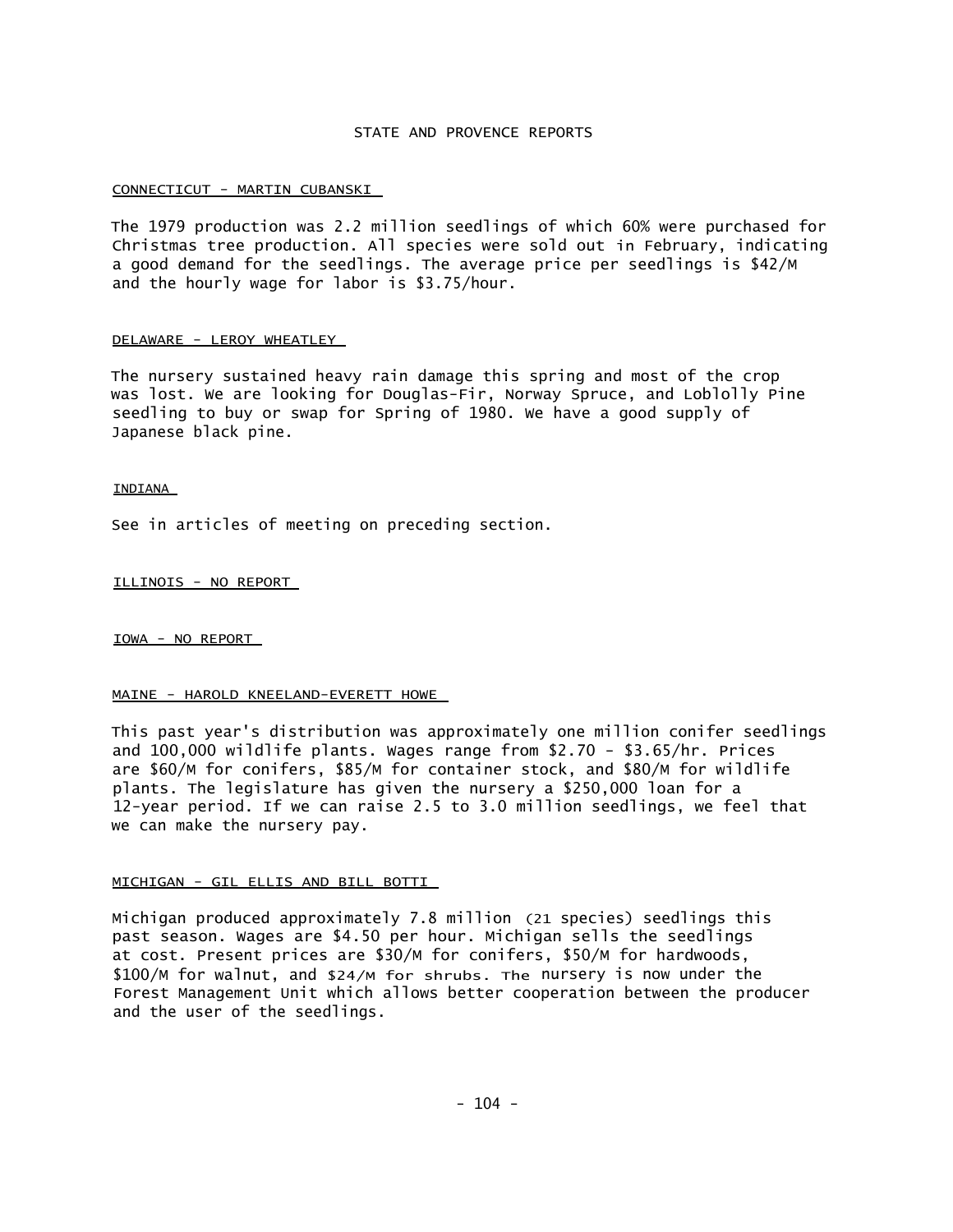# STATE AND PROVENCE REPORTS

CONNECTICUT - MARTIN CUBANSKI

The 1979 production was 2.2 million seedlings of which 60% were purchased for Christmas tree production. All species were sold out in February, indicating a good demand for the seedlings. The average price per seedlings is $42/M and the hourly wage for labor is $3.75/hour.

DELAWARE - LEROY WHEATLEY

The nursery sustained heavy rain damage this spring and most of the crop was lost. We are looking for Douglas-Fir, Norway Spruce, and Loblolly Pine seedling to buy or swap for Spring of 1980. We have a good supply of Japanese black pine.

INDIANA

See in articles of meeting on preceding section.

ILLINOIS - NO REPORT

IOWA - NO REPORT

MAINE - HAROLD KNEELAND-EVERETT HOWE

This past year's distribution was approximately one million conifer seedlings and 100,000 wildlife plants. Wages range from $2.70 - $3.65/hr. Prices are $60/M for conifers, $85/M for container stock, and $80/M for wildlife plants. The legislature has given the nursery a $250,000 loan for a 12-year period. If we can raise 2.5 to 3.0 million seedlings, we feel that we can make the nursery pay.

MICHIGAN - GIL ELLIS AND BILL BOTTI

Michigan produced approximately 7.8 million (21 species) seedlings this past season. Wages are $4.50 per hour. Michigan sells the seedlings at cost. Present prices are $30/M for conifers, $50/M for hardwoods, $100/M for walnut, and $24/M for shrubs. The nursery is now under the Forest Management Unit which allows better cooperation between the producer and the user of the seedlings.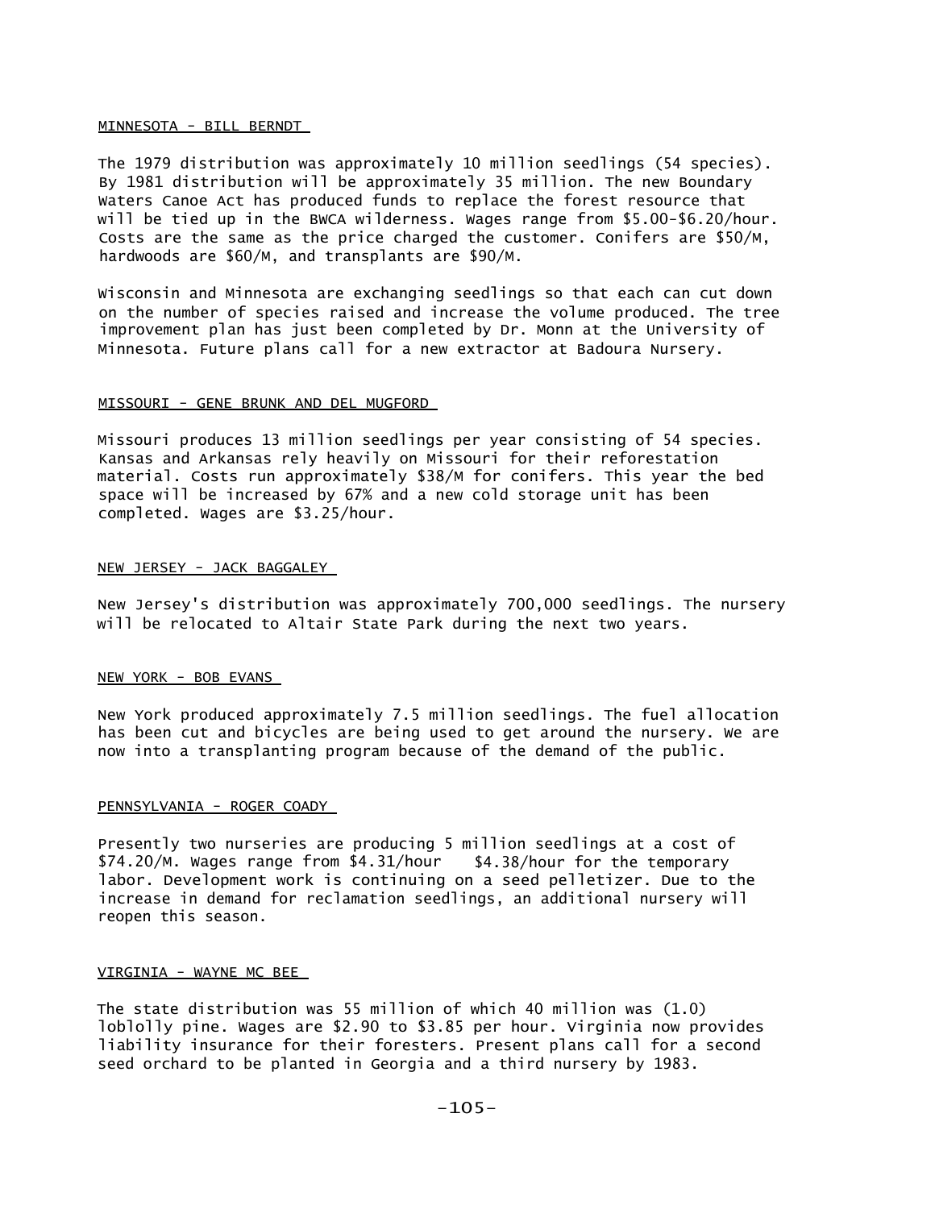MINNESOTA - BILL BERNDT

The 1979 distribution was approximately 10 million seedlings (54 species). By 1981 distribution will be approximately 35 million. The new Boundary Waters Canoe Act has produced funds to replace the forest resource that will be tied up in the BWCA wilderness. Wages range from $5.00-$6.20/hour. Costs are the same as the price charged the customer. Conifers are $50/M, hardwoods are $60/M, and transplants are $90/M.

Wisconsin and Minnesota are exchanging seedlings so that each can cut down on the number of species raised and increase the volume produced. The tree improvement plan has just been completed by Dr. Monn at the University of Minnesota. Future plans call for a new extractor at Badoura Nursery.

MISSOURI - GENE BRUNK AND DEL MUGFORD

Missouri produces 13 million seedlings per year consisting of 54 species. Kansas and Arkansas rely heavily on Missouri for their reforestation material. Costs run approximately $38/M for conifers. This year the bed space will be increased by 67% and a new cold storage unit has been completed. Wages are $3.25/hour.

NEW JERSEY - JACK BAGGALEY

New Jersey's distribution was approximately 700,000 seedlings. The nursery will be relocated to Altair State Park during the next two years.

NEW YORK - BOB EVANS

New York produced approximately 7.5 million seedlings. The fuel allocation has been cut and bicycles are being used to get around the nursery. We are now into a transplanting program because of the demand of the public.

PENNSYLVANIA - ROGER COADY

Presently two nurseries are producing 5 million seedlings at a cost of $74.20/M. Wages range from $4.31/hour   $4.38/hour for the temporary labor. Development work is continuing on a seed pelletizer. Due to the increase in demand for reclamation seedlings, an additional nursery will reopen this season.

VIRGINIA - WAYNE MC BEE

The state distribution was 55 million of which 40 million was (1.0) loblolly pine. Wages are $2.90 to $3.85 per hour. Virginia now provides liability insurance for their foresters. Present plans call for a second seed orchard to be planted in Georgia and a third nursery by 1983.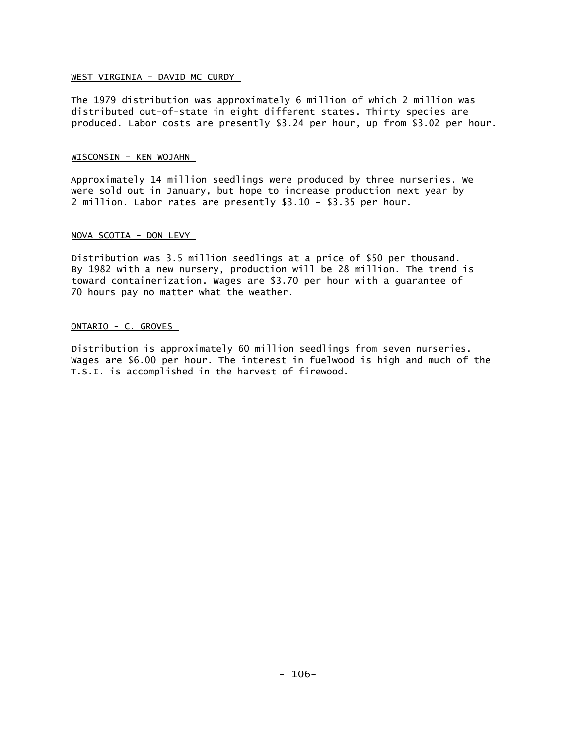WEST VIRGINIA - DAVID MC CURDY

The 1979 distribution was approximately 6 million of which 2 million was distributed out-of-state in eight different states. Thirty species are produced. Labor costs are presently $3.24 per hour, up from $3.02 per hour.

WISCONSIN - KEN WOJAHN

Approximately 14 million seedlings were produced by three nurseries. We were sold out in January, but hope to increase production next year by 2 million. Labor rates are presently $3.10 - $3.35 per hour.

NOVA SCOTIA - DON LEVY

Distribution was 3.5 million seedlings at a price of $50 per thousand. By 1982 with a new nursery, production will be 28 million. The trend is toward containerization. Wages are $3.70 per hour with a guarantee of 70 hours pay no matter what the weather.

ONTARIO - C. GROVES

Distribution is approximately 60 million seedlings from seven nurseries. Wages are $6.00 per hour. The interest in fuelwood is high and much of the T.S.I. is accomplished in the harvest of firewood.